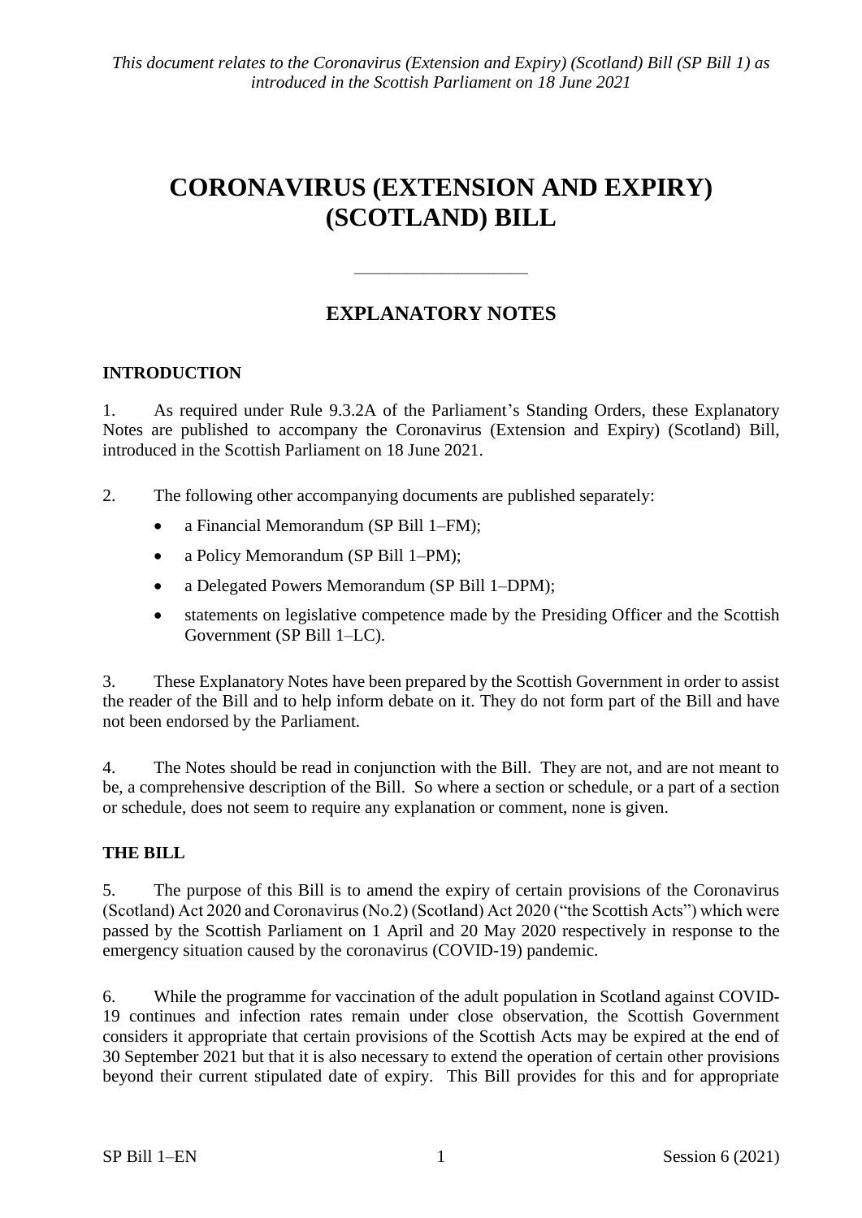*This document relates to the Coronavirus (Extension and Expiry) (Scotland) Bill (SP Bill 1) as introduced in the Scottish Parliament on 18 June 2021*

# CORONAVIRUS (EXTENSION AND EXPIRY) (SCOTLAND) BILL

---

## EXPLANATORY NOTES

### INTRODUCTION

1. As required under Rule 9.3.2A of the Parliament's Standing Orders, these Explanatory Notes are published to accompany the Coronavirus (Extension and Expiry) (Scotland) Bill, introduced in the Scottish Parliament on 18 June 2021.

2. The following other accompanying documents are published separately:

- a Financial Memorandum (SP Bill 1–FM);
- a Policy Memorandum (SP Bill 1–PM);
- a Delegated Powers Memorandum (SP Bill 1–DPM);
- statements on legislative competence made by the Presiding Officer and the Scottish Government (SP Bill 1–LC).

3. These Explanatory Notes have been prepared by the Scottish Government in order to assist the reader of the Bill and to help inform debate on it. They do not form part of the Bill and have not been endorsed by the Parliament.

4. The Notes should be read in conjunction with the Bill. They are not, and are not meant to be, a comprehensive description of the Bill. So where a section or schedule, or a part of a section or schedule, does not seem to require any explanation or comment, none is given.

### THE BILL

5. The purpose of this Bill is to amend the expiry of certain provisions of the Coronavirus (Scotland) Act 2020 and Coronavirus (No.2) (Scotland) Act 2020 ("the Scottish Acts") which were passed by the Scottish Parliament on 1 April and 20 May 2020 respectively in response to the emergency situation caused by the coronavirus (COVID-19) pandemic.

6. While the programme for vaccination of the adult population in Scotland against COVID-19 continues and infection rates remain under close observation, the Scottish Government considers it appropriate that certain provisions of the Scottish Acts may be expired at the end of 30 September 2021 but that it is also necessary to extend the operation of certain other provisions beyond their current stipulated date of expiry. This Bill provides for this and for appropriate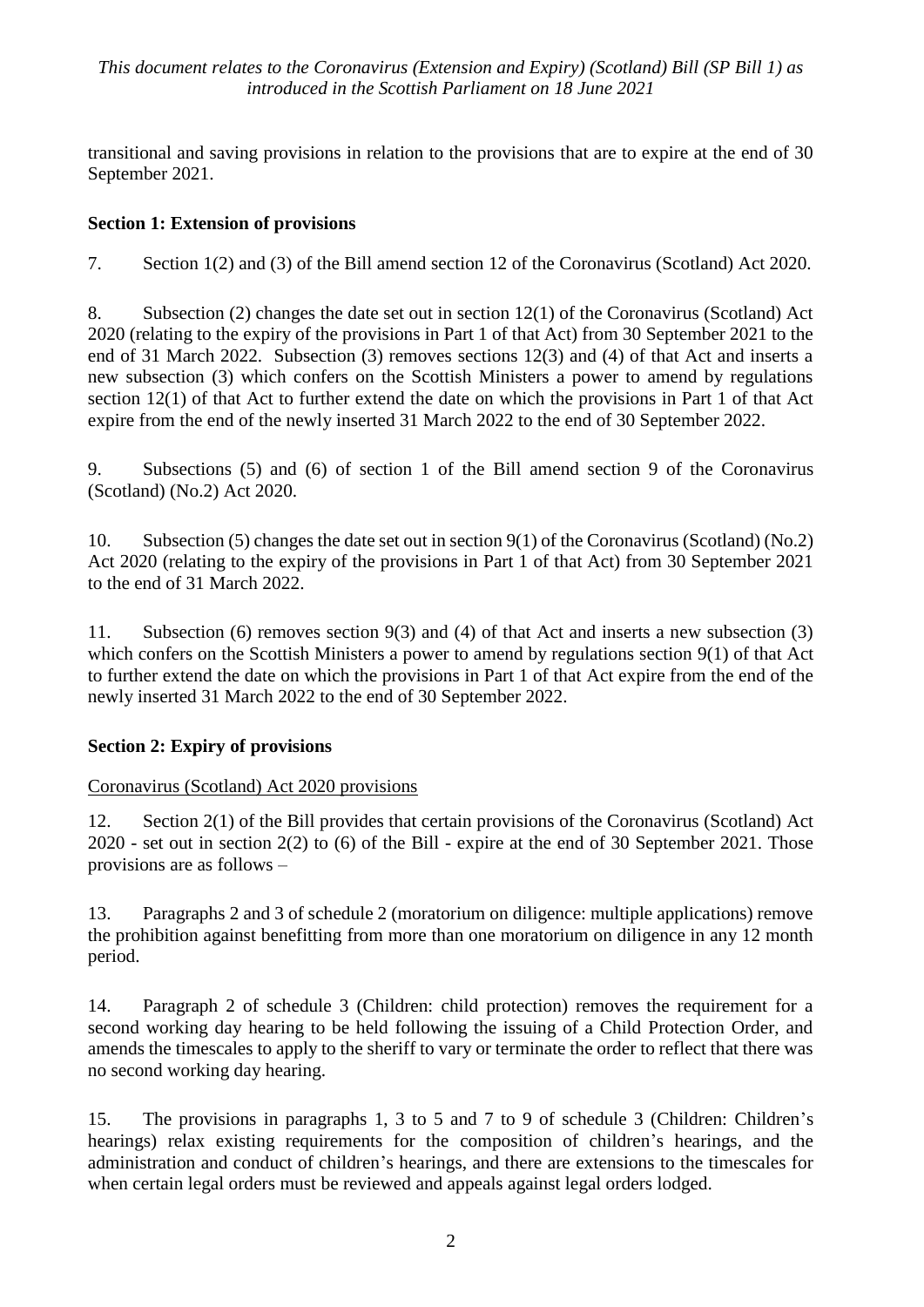transitional and saving provisions in relation to the provisions that are to expire at the end of 30 September 2021.

**Section 1: Extension of provisions**

7. Section 1(2) and (3) of the Bill amend section 12 of the Coronavirus (Scotland) Act 2020.

8. Subsection (2) changes the date set out in section 12(1) of the Coronavirus (Scotland) Act 2020 (relating to the expiry of the provisions in Part 1 of that Act) from 30 September 2021 to the end of 31 March 2022. Subsection (3) removes sections 12(3) and (4) of that Act and inserts a new subsection (3) which confers on the Scottish Ministers a power to amend by regulations section 12(1) of that Act to further extend the date on which the provisions in Part 1 of that Act expire from the end of the newly inserted 31 March 2022 to the end of 30 September 2022.

9. Subsections (5) and (6) of section 1 of the Bill amend section 9 of the Coronavirus (Scotland) (No.2) Act 2020.

10. Subsection (5) changes the date set out in section 9(1) of the Coronavirus (Scotland) (No.2) Act 2020 (relating to the expiry of the provisions in Part 1 of that Act) from 30 September 2021 to the end of 31 March 2022.

11. Subsection (6) removes section 9(3) and (4) of that Act and inserts a new subsection (3) which confers on the Scottish Ministers a power to amend by regulations section 9(1) of that Act to further extend the date on which the provisions in Part 1 of that Act expire from the end of the newly inserted 31 March 2022 to the end of 30 September 2022.

**Section 2: Expiry of provisions**

Coronavirus (Scotland) Act 2020 provisions

12. Section 2(1) of the Bill provides that certain provisions of the Coronavirus (Scotland) Act 2020 - set out in section 2(2) to (6) of the Bill - expire at the end of 30 September 2021. Those provisions are as follows –

13. Paragraphs 2 and 3 of schedule 2 (moratorium on diligence: multiple applications) remove the prohibition against benefitting from more than one moratorium on diligence in any 12 month period.

14. Paragraph 2 of schedule 3 (Children: child protection) removes the requirement for a second working day hearing to be held following the issuing of a Child Protection Order, and amends the timescales to apply to the sheriff to vary or terminate the order to reflect that there was no second working day hearing.

15. The provisions in paragraphs 1, 3 to 5 and 7 to 9 of schedule 3 (Children: Children's hearings) relax existing requirements for the composition of children's hearings, and the administration and conduct of children's hearings, and there are extensions to the timescales for when certain legal orders must be reviewed and appeals against legal orders lodged.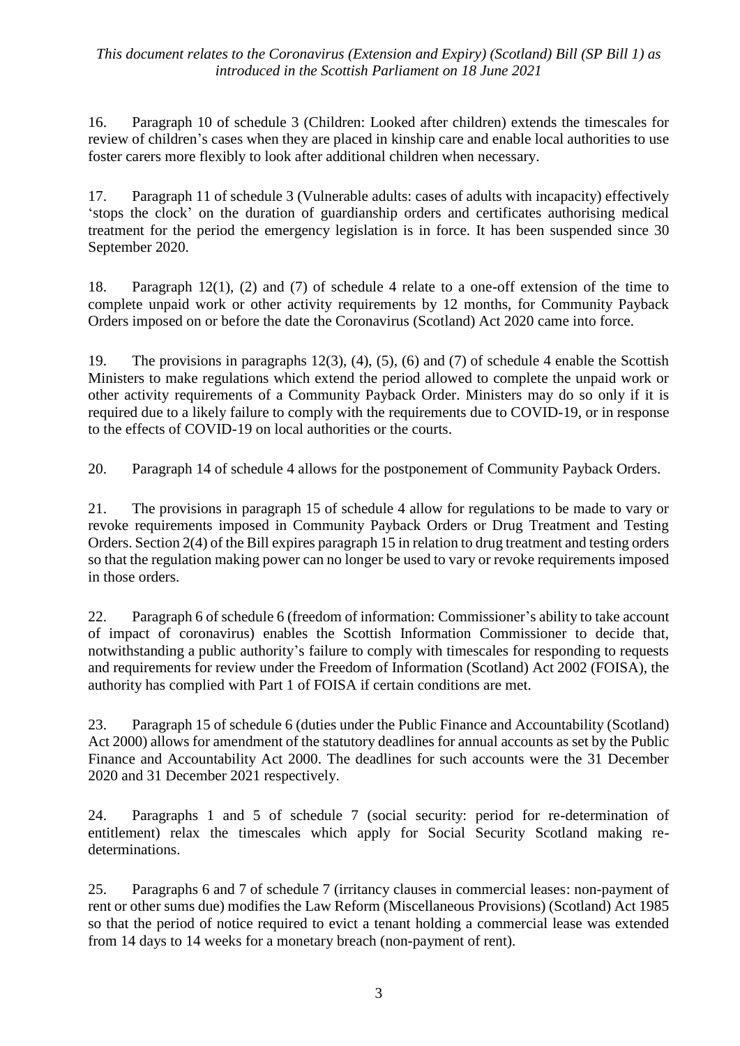16. Paragraph 10 of schedule 3 (Children: Looked after children) extends the timescales for review of children's cases when they are placed in kinship care and enable local authorities to use foster carers more flexibly to look after additional children when necessary.

17. Paragraph 11 of schedule 3 (Vulnerable adults: cases of adults with incapacity) effectively 'stops the clock' on the duration of guardianship orders and certificates authorising medical treatment for the period the emergency legislation is in force. It has been suspended since 30 September 2020.

18. Paragraph 12(1), (2) and (7) of schedule 4 relate to a one-off extension of the time to complete unpaid work or other activity requirements by 12 months, for Community Payback Orders imposed on or before the date the Coronavirus (Scotland) Act 2020 came into force.

19. The provisions in paragraphs 12(3), (4), (5), (6) and (7) of schedule 4 enable the Scottish Ministers to make regulations which extend the period allowed to complete the unpaid work or other activity requirements of a Community Payback Order. Ministers may do so only if it is required due to a likely failure to comply with the requirements due to COVID-19, or in response to the effects of COVID-19 on local authorities or the courts.

20. Paragraph 14 of schedule 4 allows for the postponement of Community Payback Orders.

21. The provisions in paragraph 15 of schedule 4 allow for regulations to be made to vary or revoke requirements imposed in Community Payback Orders or Drug Treatment and Testing Orders. Section 2(4) of the Bill expires paragraph 15 in relation to drug treatment and testing orders so that the regulation making power can no longer be used to vary or revoke requirements imposed in those orders.

22. Paragraph 6 of schedule 6 (freedom of information: Commissioner's ability to take account of impact of coronavirus) enables the Scottish Information Commissioner to decide that, notwithstanding a public authority's failure to comply with timescales for responding to requests and requirements for review under the Freedom of Information (Scotland) Act 2002 (FOISA), the authority has complied with Part 1 of FOISA if certain conditions are met.

23. Paragraph 15 of schedule 6 (duties under the Public Finance and Accountability (Scotland) Act 2000) allows for amendment of the statutory deadlines for annual accounts as set by the Public Finance and Accountability Act 2000. The deadlines for such accounts were the 31 December 2020 and 31 December 2021 respectively.

24. Paragraphs 1 and 5 of schedule 7 (social security: period for re-determination of entitlement) relax the timescales which apply for Social Security Scotland making re-determinations.

25. Paragraphs 6 and 7 of schedule 7 (irritancy clauses in commercial leases: non-payment of rent or other sums due) modifies the Law Reform (Miscellaneous Provisions) (Scotland) Act 1985 so that the period of notice required to evict a tenant holding a commercial lease was extended from 14 days to 14 weeks for a monetary breach (non-payment of rent).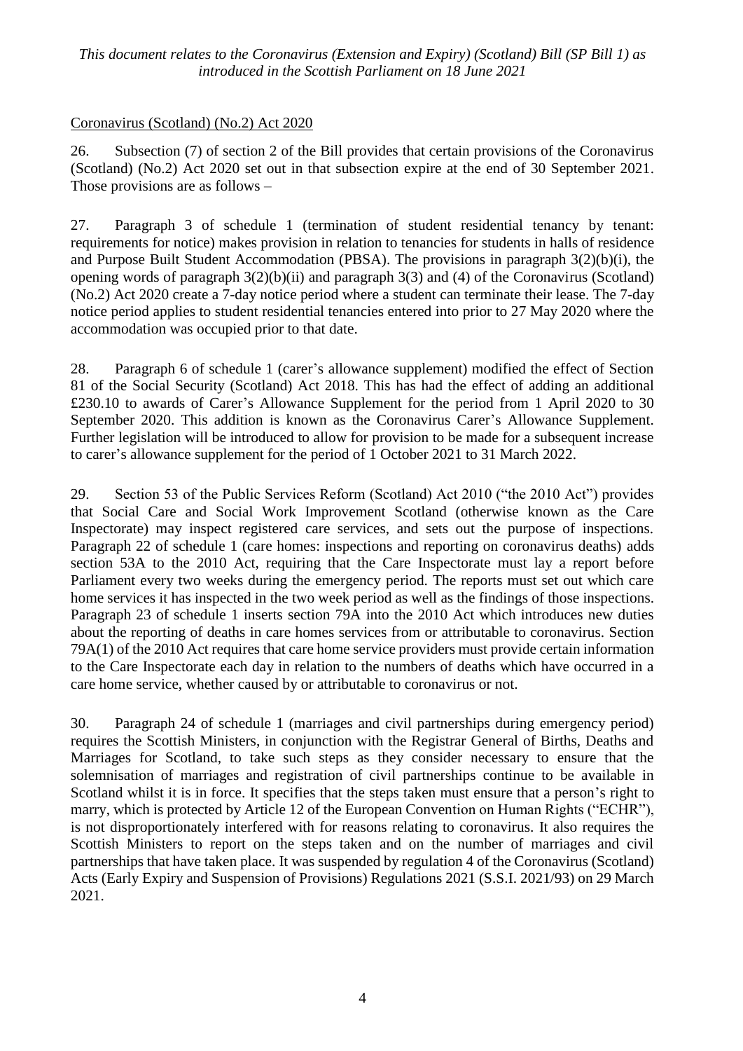Coronavirus (Scotland) (No.2) Act 2020

26. Subsection (7) of section 2 of the Bill provides that certain provisions of the Coronavirus (Scotland) (No.2) Act 2020 set out in that subsection expire at the end of 30 September 2021. Those provisions are as follows –

27. Paragraph 3 of schedule 1 (termination of student residential tenancy by tenant: requirements for notice) makes provision in relation to tenancies for students in halls of residence and Purpose Built Student Accommodation (PBSA). The provisions in paragraph 3(2)(b)(i), the opening words of paragraph 3(2)(b)(ii) and paragraph 3(3) and (4) of the Coronavirus (Scotland) (No.2) Act 2020 create a 7-day notice period where a student can terminate their lease. The 7-day notice period applies to student residential tenancies entered into prior to 27 May 2020 where the accommodation was occupied prior to that date.

28. Paragraph 6 of schedule 1 (carer's allowance supplement) modified the effect of Section 81 of the Social Security (Scotland) Act 2018. This has had the effect of adding an additional £230.10 to awards of Carer's Allowance Supplement for the period from 1 April 2020 to 30 September 2020. This addition is known as the Coronavirus Carer's Allowance Supplement. Further legislation will be introduced to allow for provision to be made for a subsequent increase to carer's allowance supplement for the period of 1 October 2021 to 31 March 2022.

29. Section 53 of the Public Services Reform (Scotland) Act 2010 ("the 2010 Act") provides that Social Care and Social Work Improvement Scotland (otherwise known as the Care Inspectorate) may inspect registered care services, and sets out the purpose of inspections. Paragraph 22 of schedule 1 (care homes: inspections and reporting on coronavirus deaths) adds section 53A to the 2010 Act, requiring that the Care Inspectorate must lay a report before Parliament every two weeks during the emergency period. The reports must set out which care home services it has inspected in the two week period as well as the findings of those inspections. Paragraph 23 of schedule 1 inserts section 79A into the 2010 Act which introduces new duties about the reporting of deaths in care homes services from or attributable to coronavirus. Section 79A(1) of the 2010 Act requires that care home service providers must provide certain information to the Care Inspectorate each day in relation to the numbers of deaths which have occurred in a care home service, whether caused by or attributable to coronavirus or not.

30. Paragraph 24 of schedule 1 (marriages and civil partnerships during emergency period) requires the Scottish Ministers, in conjunction with the Registrar General of Births, Deaths and Marriages for Scotland, to take such steps as they consider necessary to ensure that the solemnisation of marriages and registration of civil partnerships continue to be available in Scotland whilst it is in force. It specifies that the steps taken must ensure that a person's right to marry, which is protected by Article 12 of the European Convention on Human Rights ("ECHR"), is not disproportionately interfered with for reasons relating to coronavirus. It also requires the Scottish Ministers to report on the steps taken and on the number of marriages and civil partnerships that have taken place. It was suspended by regulation 4 of the Coronavirus (Scotland) Acts (Early Expiry and Suspension of Provisions) Regulations 2021 (S.S.I. 2021/93) on 29 March 2021.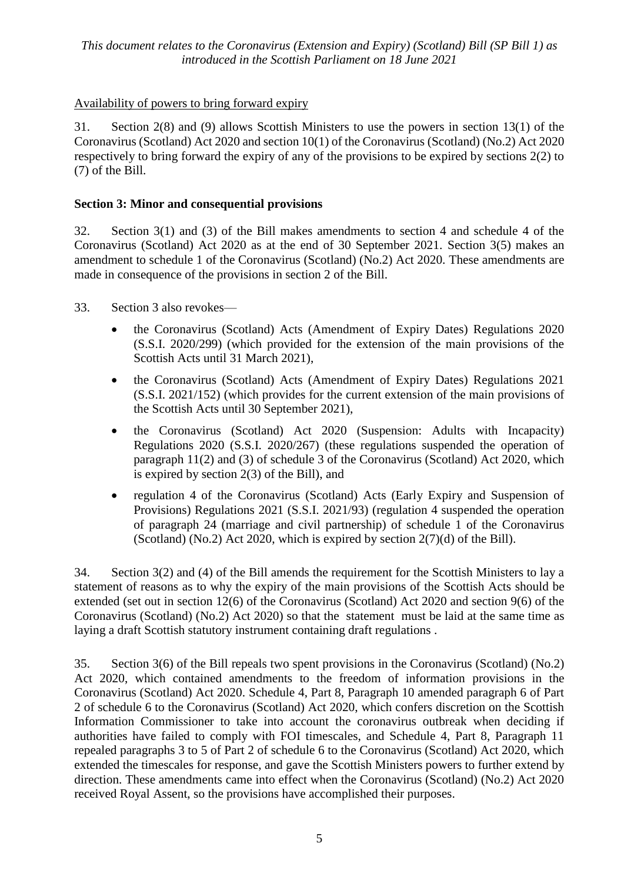Availability of powers to bring forward expiry

31. Section 2(8) and (9) allows Scottish Ministers to use the powers in section 13(1) of the Coronavirus (Scotland) Act 2020 and section 10(1) of the Coronavirus (Scotland) (No.2) Act 2020 respectively to bring forward the expiry of any of the provisions to be expired by sections 2(2) to (7) of the Bill.

**Section 3: Minor and consequential provisions**

32. Section 3(1) and (3) of the Bill makes amendments to section 4 and schedule 4 of the Coronavirus (Scotland) Act 2020 as at the end of 30 September 2021. Section 3(5) makes an amendment to schedule 1 of the Coronavirus (Scotland) (No.2) Act 2020. These amendments are made in consequence of the provisions in section 2 of the Bill.

33. Section 3 also revokes—

- the Coronavirus (Scotland) Acts (Amendment of Expiry Dates) Regulations 2020 (S.S.I. 2020/299) (which provided for the extension of the main provisions of the Scottish Acts until 31 March 2021),
- the Coronavirus (Scotland) Acts (Amendment of Expiry Dates) Regulations 2021 (S.S.I. 2021/152) (which provides for the current extension of the main provisions of the Scottish Acts until 30 September 2021),
- the Coronavirus (Scotland) Act 2020 (Suspension: Adults with Incapacity) Regulations 2020 (S.S.I. 2020/267) (these regulations suspended the operation of paragraph 11(2) and (3) of schedule 3 of the Coronavirus (Scotland) Act 2020, which is expired by section 2(3) of the Bill), and
- regulation 4 of the Coronavirus (Scotland) Acts (Early Expiry and Suspension of Provisions) Regulations 2021 (S.S.I. 2021/93) (regulation 4 suspended the operation of paragraph 24 (marriage and civil partnership) of schedule 1 of the Coronavirus (Scotland) (No.2) Act 2020, which is expired by section 2(7)(d) of the Bill).

34. Section 3(2) and (4) of the Bill amends the requirement for the Scottish Ministers to lay a statement of reasons as to why the expiry of the main provisions of the Scottish Acts should be extended (set out in section 12(6) of the Coronavirus (Scotland) Act 2020 and section 9(6) of the Coronavirus (Scotland) (No.2) Act 2020) so that the statement must be laid at the same time as laying a draft Scottish statutory instrument containing draft regulations .

35. Section 3(6) of the Bill repeals two spent provisions in the Coronavirus (Scotland) (No.2) Act 2020, which contained amendments to the freedom of information provisions in the Coronavirus (Scotland) Act 2020. Schedule 4, Part 8, Paragraph 10 amended paragraph 6 of Part 2 of schedule 6 to the Coronavirus (Scotland) Act 2020, which confers discretion on the Scottish Information Commissioner to take into account the coronavirus outbreak when deciding if authorities have failed to comply with FOI timescales, and Schedule 4, Part 8, Paragraph 11 repealed paragraphs 3 to 5 of Part 2 of schedule 6 to the Coronavirus (Scotland) Act 2020, which extended the timescales for response, and gave the Scottish Ministers powers to further extend by direction. These amendments came into effect when the Coronavirus (Scotland) (No.2) Act 2020 received Royal Assent, so the provisions have accomplished their purposes.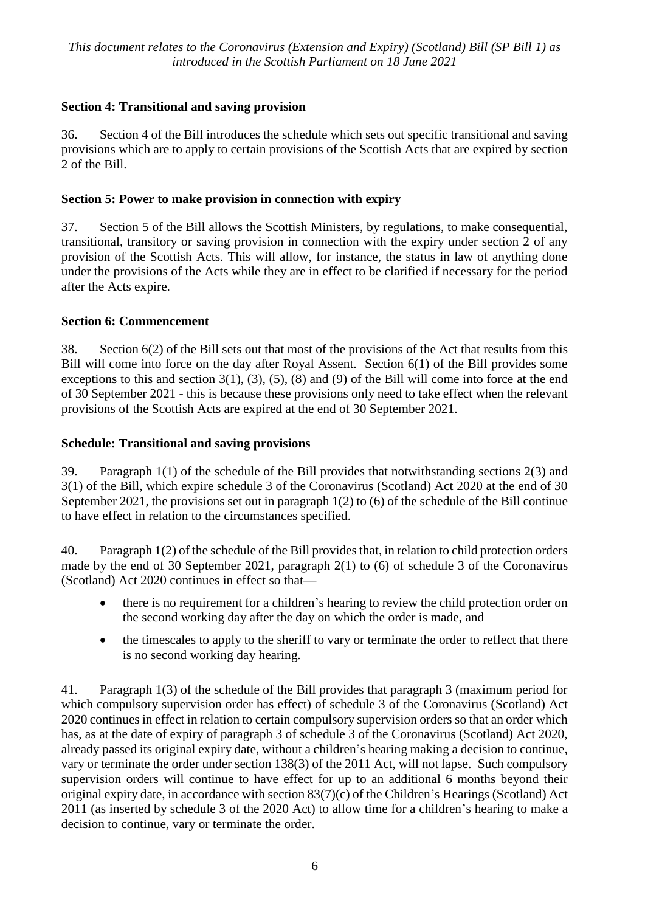### Section 4: Transitional and saving provision

36. Section 4 of the Bill introduces the schedule which sets out specific transitional and saving provisions which are to apply to certain provisions of the Scottish Acts that are expired by section 2 of the Bill.

### Section 5: Power to make provision in connection with expiry

37. Section 5 of the Bill allows the Scottish Ministers, by regulations, to make consequential, transitional, transitory or saving provision in connection with the expiry under section 2 of any provision of the Scottish Acts. This will allow, for instance, the status in law of anything done under the provisions of the Acts while they are in effect to be clarified if necessary for the period after the Acts expire.

### Section 6: Commencement

38. Section 6(2) of the Bill sets out that most of the provisions of the Act that results from this Bill will come into force on the day after Royal Assent. Section 6(1) of the Bill provides some exceptions to this and section 3(1), (3), (5), (8) and (9) of the Bill will come into force at the end of 30 September 2021 - this is because these provisions only need to take effect when the relevant provisions of the Scottish Acts are expired at the end of 30 September 2021.

### Schedule: Transitional and saving provisions

39. Paragraph 1(1) of the schedule of the Bill provides that notwithstanding sections 2(3) and 3(1) of the Bill, which expire schedule 3 of the Coronavirus (Scotland) Act 2020 at the end of 30 September 2021, the provisions set out in paragraph 1(2) to (6) of the schedule of the Bill continue to have effect in relation to the circumstances specified.

40. Paragraph 1(2) of the schedule of the Bill provides that, in relation to child protection orders made by the end of 30 September 2021, paragraph 2(1) to (6) of schedule 3 of the Coronavirus (Scotland) Act 2020 continues in effect so that—

- there is no requirement for a children's hearing to review the child protection order on the second working day after the day on which the order is made, and
- the timescales to apply to the sheriff to vary or terminate the order to reflect that there is no second working day hearing.

41. Paragraph 1(3) of the schedule of the Bill provides that paragraph 3 (maximum period for which compulsory supervision order has effect) of schedule 3 of the Coronavirus (Scotland) Act 2020 continues in effect in relation to certain compulsory supervision orders so that an order which has, as at the date of expiry of paragraph 3 of schedule 3 of the Coronavirus (Scotland) Act 2020, already passed its original expiry date, without a children's hearing making a decision to continue, vary or terminate the order under section 138(3) of the 2011 Act, will not lapse. Such compulsory supervision orders will continue to have effect for up to an additional 6 months beyond their original expiry date, in accordance with section 83(7)(c) of the Children's Hearings (Scotland) Act 2011 (as inserted by schedule 3 of the 2020 Act) to allow time for a children's hearing to make a decision to continue, vary or terminate the order.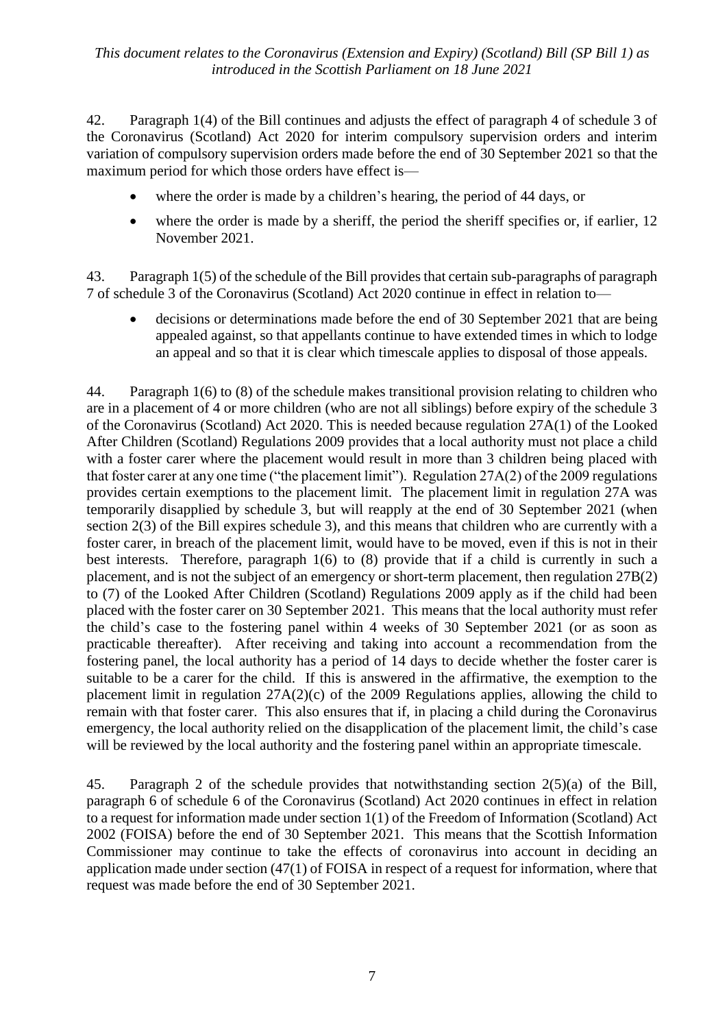42. Paragraph 1(4) of the Bill continues and adjusts the effect of paragraph 4 of schedule 3 of the Coronavirus (Scotland) Act 2020 for interim compulsory supervision orders and interim variation of compulsory supervision orders made before the end of 30 September 2021 so that the maximum period for which those orders have effect is—

- where the order is made by a children's hearing, the period of 44 days, or
- where the order is made by a sheriff, the period the sheriff specifies or, if earlier, 12 November 2021.

43. Paragraph 1(5) of the schedule of the Bill provides that certain sub-paragraphs of paragraph 7 of schedule 3 of the Coronavirus (Scotland) Act 2020 continue in effect in relation to—

- decisions or determinations made before the end of 30 September 2021 that are being appealed against, so that appellants continue to have extended times in which to lodge an appeal and so that it is clear which timescale applies to disposal of those appeals.

44. Paragraph 1(6) to (8) of the schedule makes transitional provision relating to children who are in a placement of 4 or more children (who are not all siblings) before expiry of the schedule 3 of the Coronavirus (Scotland) Act 2020. This is needed because regulation 27A(1) of the Looked After Children (Scotland) Regulations 2009 provides that a local authority must not place a child with a foster carer where the placement would result in more than 3 children being placed with that foster carer at any one time ("the placement limit"). Regulation 27A(2) of the 2009 regulations provides certain exemptions to the placement limit. The placement limit in regulation 27A was temporarily disapplied by schedule 3, but will reapply at the end of 30 September 2021 (when section 2(3) of the Bill expires schedule 3), and this means that children who are currently with a foster carer, in breach of the placement limit, would have to be moved, even if this is not in their best interests. Therefore, paragraph 1(6) to (8) provide that if a child is currently in such a placement, and is not the subject of an emergency or short-term placement, then regulation 27B(2) to (7) of the Looked After Children (Scotland) Regulations 2009 apply as if the child had been placed with the foster carer on 30 September 2021. This means that the local authority must refer the child's case to the fostering panel within 4 weeks of 30 September 2021 (or as soon as practicable thereafter). After receiving and taking into account a recommendation from the fostering panel, the local authority has a period of 14 days to decide whether the foster carer is suitable to be a carer for the child. If this is answered in the affirmative, the exemption to the placement limit in regulation 27A(2)(c) of the 2009 Regulations applies, allowing the child to remain with that foster carer. This also ensures that if, in placing a child during the Coronavirus emergency, the local authority relied on the disapplication of the placement limit, the child's case will be reviewed by the local authority and the fostering panel within an appropriate timescale.

45. Paragraph 2 of the schedule provides that notwithstanding section 2(5)(a) of the Bill, paragraph 6 of schedule 6 of the Coronavirus (Scotland) Act 2020 continues in effect in relation to a request for information made under section 1(1) of the Freedom of Information (Scotland) Act 2002 (FOISA) before the end of 30 September 2021. This means that the Scottish Information Commissioner may continue to take the effects of coronavirus into account in deciding an application made under section (47(1) of FOISA in respect of a request for information, where that request was made before the end of 30 September 2021.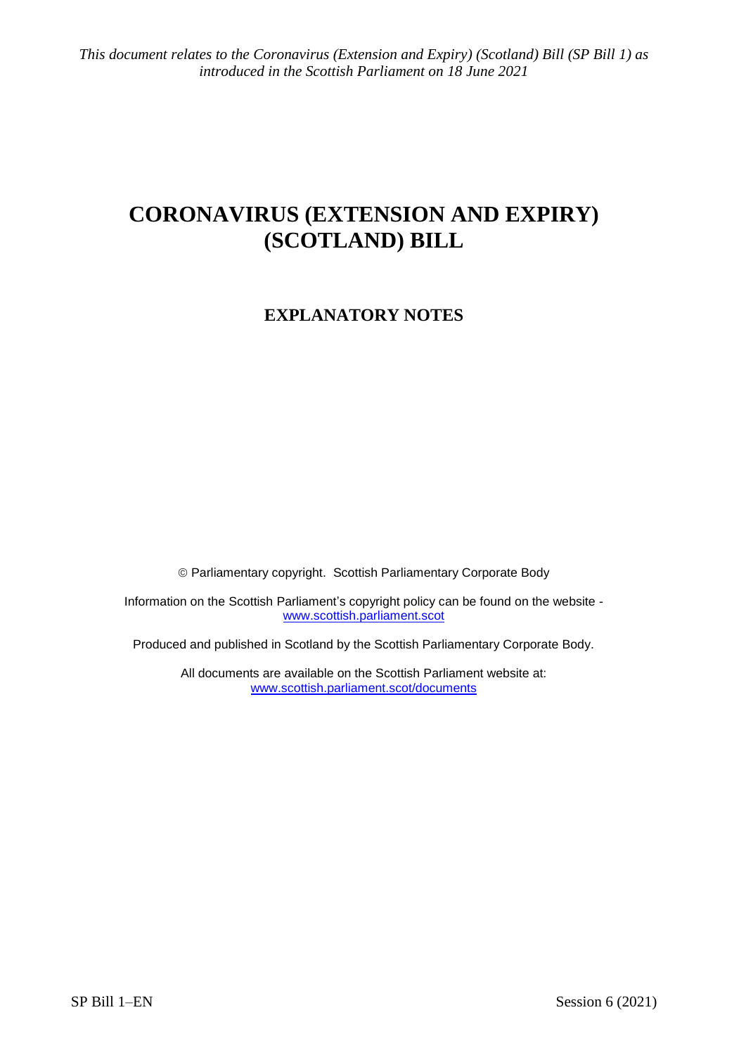*This document relates to the Coronavirus (Extension and Expiry) (Scotland) Bill (SP Bill 1) as introduced in the Scottish Parliament on 18 June 2021*

# CORONAVIRUS (EXTENSION AND EXPIRY) (SCOTLAND) BILL

## EXPLANATORY NOTES

© Parliamentary copyright. Scottish Parliamentary Corporate Body

Information on the Scottish Parliament's copyright policy can be found on the website - www.scottish.parliament.scot

Produced and published in Scotland by the Scottish Parliamentary Corporate Body.

All documents are available on the Scottish Parliament website at: www.scottish.parliament.scot/documents

SP Bill 1–EN

Session 6 (2021)